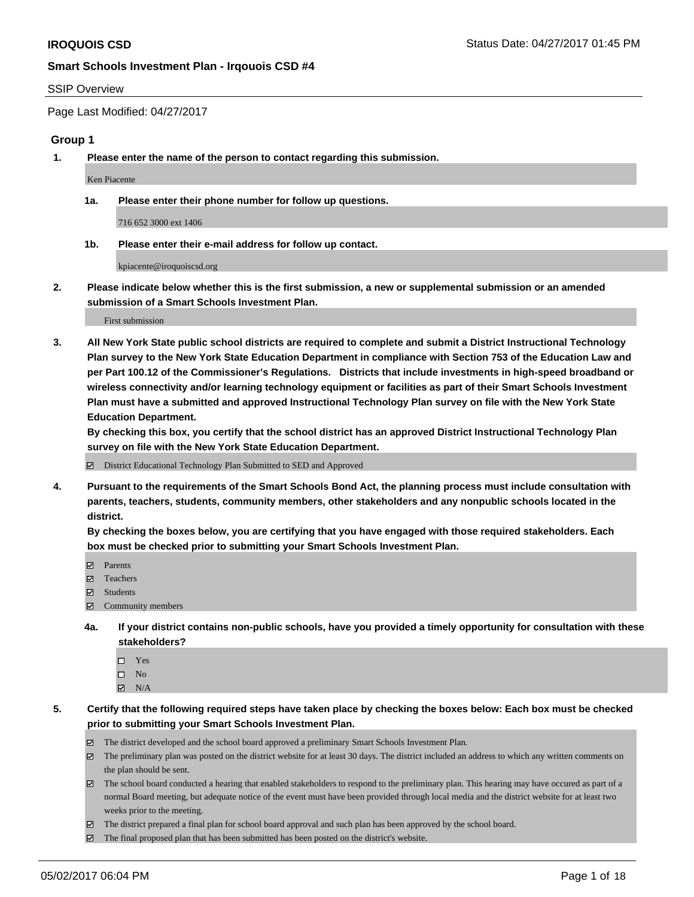**IROQUOIS CSD** Status Date: 04/27/2017 01:45 PM

**Smart Schools Investment Plan - Irqouois CSD #4**

SSIP Overview

Page Last Modified: 04/27/2017

### Group 1

**1. Please enter the name of the person to contact regarding this submission.**

Ken Piacente

**1a. Please enter their phone number for follow up questions.**

716 652 3000 ext 1406

**1b. Please enter their e-mail address for follow up contact.**

kpiacente@iroquoiscsd.org

**2. Please indicate below whether this is the first submission, a new or supplemental submission or an amended submission of a Smart Schools Investment Plan.**

First submission

**3. All New York State public school districts are required to complete and submit a District Instructional Technology Plan survey to the New York State Education Department in compliance with Section 753 of the Education Law and per Part 100.12 of the Commissioner's Regulations. Districts that include investments in high-speed broadband or wireless connectivity and/or learning technology equipment or facilities as part of their Smart Schools Investment Plan must have a submitted and approved Instructional Technology Plan survey on file with the New York State Education Department.**
**By checking this box, you certify that the school district has an approved District Instructional Technology Plan survey on file with the New York State Education Department.**

☑ District Educational Technology Plan Submitted to SED and Approved

**4. Pursuant to the requirements of the Smart Schools Bond Act, the planning process must include consultation with parents, teachers, students, community members, other stakeholders and any nonpublic schools located in the district.**
**By checking the boxes below, you are certifying that you have engaged with those required stakeholders. Each box must be checked prior to submitting your Smart Schools Investment Plan.**

☑ Parents
☑ Teachers
☑ Students
☑ Community members

**4a. If your district contains non-public schools, have you provided a timely opportunity for consultation with these stakeholders?**

☐ Yes
☐ No
☑ N/A

**5. Certify that the following required steps have taken place by checking the boxes below: Each box must be checked prior to submitting your Smart Schools Investment Plan.**

☑ The district developed and the school board approved a preliminary Smart Schools Investment Plan.
☑ The preliminary plan was posted on the district website for at least 30 days. The district included an address to which any written comments on the plan should be sent.
☑ The school board conducted a hearing that enabled stakeholders to respond to the preliminary plan. This hearing may have occured as part of a normal Board meeting, but adequate notice of the event must have been provided through local media and the district website for at least two weeks prior to the meeting.
☑ The district prepared a final plan for school board approval and such plan has been approved by the school board.
☑ The final proposed plan that has been submitted has been posted on the district's website.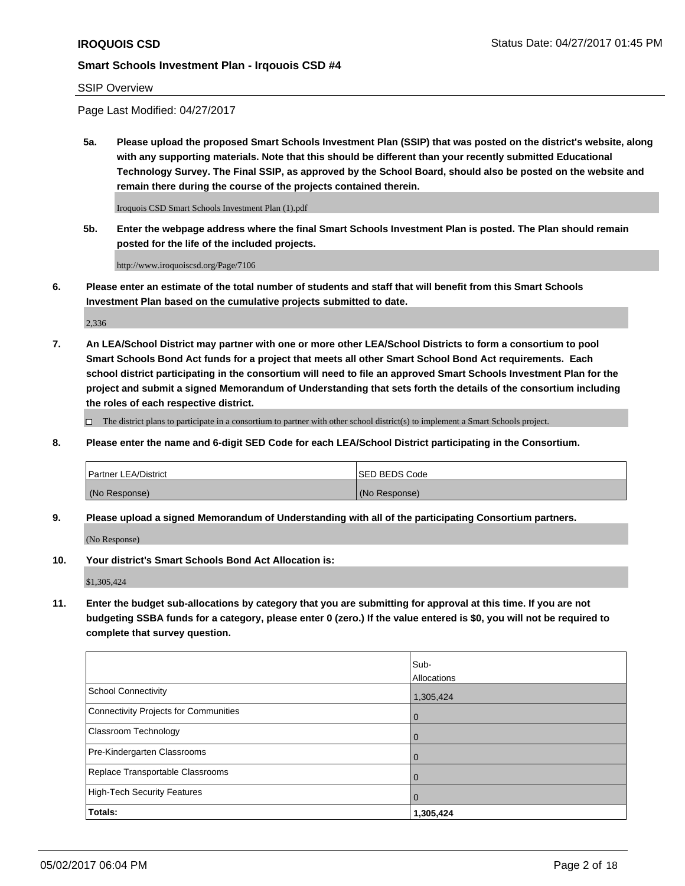## IROQUOIS CSD

Status Date: 04/27/2017 01:45 PM

**Smart Schools Investment Plan - Irqouois CSD #4**

SSIP Overview

Page Last Modified: 04/27/2017

**5a. Please upload the proposed Smart Schools Investment Plan (SSIP) that was posted on the district's website, along with any supporting materials. Note that this should be different than your recently submitted Educational Technology Survey. The Final SSIP, as approved by the School Board, should also be posted on the website and remain there during the course of the projects contained therein.**

Iroquois CSD Smart Schools Investment Plan (1).pdf

**5b. Enter the webpage address where the final Smart Schools Investment Plan is posted. The Plan should remain posted for the life of the included projects.**

http://www.iroquoiscsd.org/Page/7106

**6. Please enter an estimate of the total number of students and staff that will benefit from this Smart Schools Investment Plan based on the cumulative projects submitted to date.**

2,336

**7. An LEA/School District may partner with one or more other LEA/School Districts to form a consortium to pool Smart Schools Bond Act funds for a project that meets all other Smart School Bond Act requirements. Each school district participating in the consortium will need to file an approved Smart Schools Investment Plan for the project and submit a signed Memorandum of Understanding that sets forth the details of the consortium including the roles of each respective district.**

☐ The district plans to participate in a consortium to partner with other school district(s) to implement a Smart Schools project.

**8. Please enter the name and 6-digit SED Code for each LEA/School District participating in the Consortium.**

| Partner LEA/District | SED BEDS Code |
|---|---|
| (No Response) | (No Response) |

**9. Please upload a signed Memorandum of Understanding with all of the participating Consortium partners.**

(No Response)

**10. Your district's Smart Schools Bond Act Allocation is:**

$1,305,424

**11. Enter the budget sub-allocations by category that you are submitting for approval at this time. If you are not budgeting SSBA funds for a category, please enter 0 (zero.) If the value entered is $0, you will not be required to complete that survey question.**

| | Sub-Allocations |
|---|---|
| School Connectivity | 1,305,424 |
| Connectivity Projects for Communities | 0 |
| Classroom Technology | 0 |
| Pre-Kindergarten Classrooms | 0 |
| Replace Transportable Classrooms | 0 |
| High-Tech Security Features | 0 |
| **Totals:** | **1,305,424** |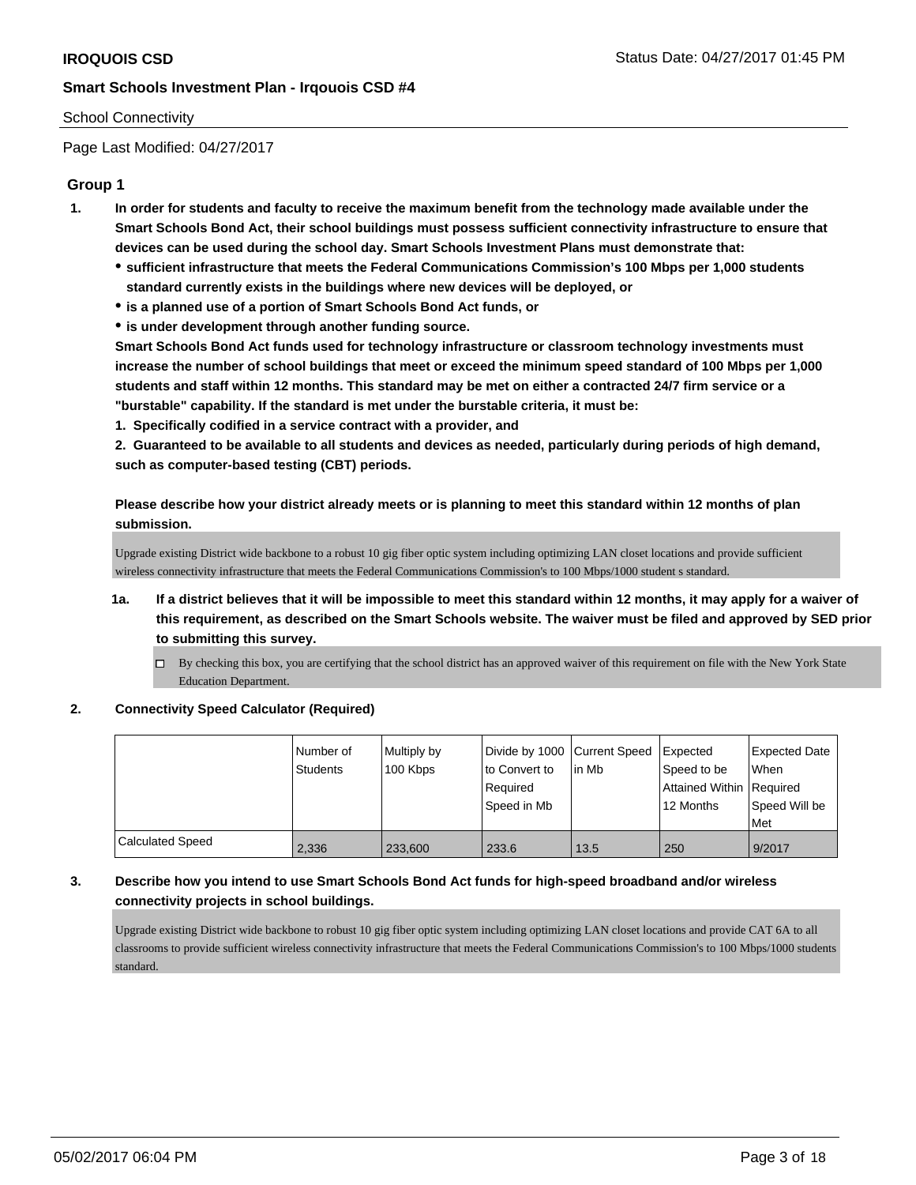**IROQUOIS CSD**

**Smart Schools Investment Plan - Irqouois CSD #4**

School Connectivity

Page Last Modified: 04/27/2017

## Group 1

1. **In order for students and faculty to receive the maximum benefit from the technology made available under the Smart Schools Bond Act, their school buildings must possess sufficient connectivity infrastructure to ensure that devices can be used during the school day. Smart Schools Investment Plans must demonstrate that:**
   - **sufficient infrastructure that meets the Federal Communications Commission's 100 Mbps per 1,000 students standard currently exists in the buildings where new devices will be deployed, or**
   - **is a planned use of a portion of Smart Schools Bond Act funds, or**
   - **is under development through another funding source.**

   **Smart Schools Bond Act funds used for technology infrastructure or classroom technology investments must increase the number of school buildings that meet or exceed the minimum speed standard of 100 Mbps per 1,000 students and staff within 12 months. This standard may be met on either a contracted 24/7 firm service or a "burstable" capability. If the standard is met under the burstable criteria, it must be:**

   **1. Specifically codified in a service contract with a provider, and**

   **2. Guaranteed to be available to all students and devices as needed, particularly during periods of high demand, such as computer-based testing (CBT) periods.**

   **Please describe how your district already meets or is planning to meet this standard within 12 months of plan submission.**

   Upgrade existing District wide backbone to a robust 10 gig fiber optic system including optimizing LAN closet locations and provide sufficient wireless connectivity infrastructure that meets the Federal Communications Commission's to 100 Mbps/1000 student s standard.

   1a. **If a district believes that it will be impossible to meet this standard within 12 months, it may apply for a waiver of this requirement, as described on the Smart Schools website. The waiver must be filed and approved by SED prior to submitting this survey.**

   ☐ By checking this box, you are certifying that the school district has an approved waiver of this requirement on file with the New York State Education Department.

2. **Connectivity Speed Calculator (Required)**

| | Number of Students | Multiply by 100 Kbps | Divide by 1000 to Convert to Required Speed in Mb | Current Speed in Mb | Expected Speed to be Attained Within 12 Months | Expected Date When Required Speed Will be Met |
|---|---|---|---|---|---|---|
| Calculated Speed | 2,336 | 233,600 | 233.6 | 13.5 | 250 | 9/2017 |

3. **Describe how you intend to use Smart Schools Bond Act funds for high-speed broadband and/or wireless connectivity projects in school buildings.**

   Upgrade existing District wide backbone to robust 10 gig fiber optic system including optimizing LAN closet locations and provide CAT 6A to all classrooms to provide sufficient wireless connectivity infrastructure that meets the Federal Communications Commission's to 100 Mbps/1000 students standard.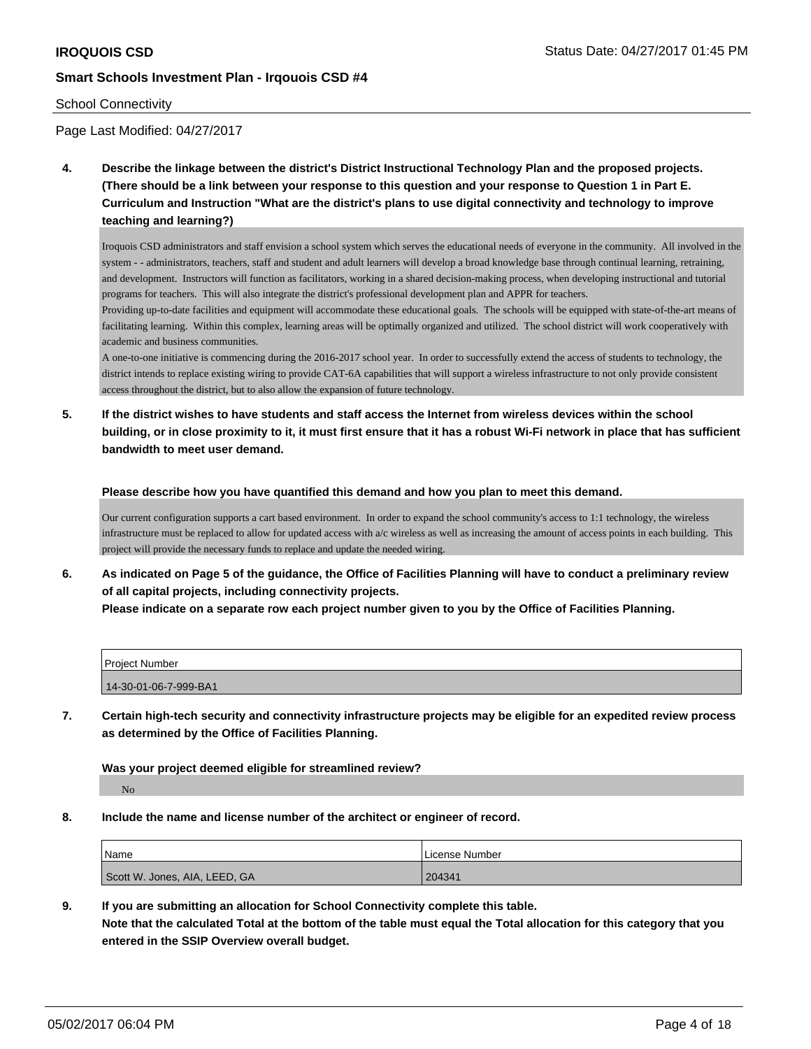School Connectivity

Page Last Modified: 04/27/2017

**4. Describe the linkage between the district's District Instructional Technology Plan and the proposed projects. (There should be a link between your response to this question and your response to Question 1 in Part E. Curriculum and Instruction "What are the district's plans to use digital connectivity and technology to improve teaching and learning?)**

Iroquois CSD administrators and staff envision a school system which serves the educational needs of everyone in the community. All involved in the system - - administrators, teachers, staff and student and adult learners will develop a broad knowledge base through continual learning, retraining, and development. Instructors will function as facilitators, working in a shared decision-making process, when developing instructional and tutorial programs for teachers. This will also integrate the district's professional development plan and APPR for teachers.
Providing up-to-date facilities and equipment will accommodate these educational goals. The schools will be equipped with state-of-the-art means of facilitating learning. Within this complex, learning areas will be optimally organized and utilized. The school district will work cooperatively with academic and business communities.
A one-to-one initiative is commencing during the 2016-2017 school year. In order to successfully extend the access of students to technology, the district intends to replace existing wiring to provide CAT-6A capabilities that will support a wireless infrastructure to not only provide consistent access throughout the district, but to also allow the expansion of future technology.

**5. If the district wishes to have students and staff access the Internet from wireless devices within the school building, or in close proximity to it, it must first ensure that it has a robust Wi-Fi network in place that has sufficient bandwidth to meet user demand.**

**Please describe how you have quantified this demand and how you plan to meet this demand.**

Our current configuration supports a cart based environment. In order to expand the school community's access to 1:1 technology, the wireless infrastructure must be replaced to allow for updated access with a/c wireless as well as increasing the amount of access points in each building. This project will provide the necessary funds to replace and update the needed wiring.

**6. As indicated on Page 5 of the guidance, the Office of Facilities Planning will have to conduct a preliminary review of all capital projects, including connectivity projects.**
**Please indicate on a separate row each project number given to you by the Office of Facilities Planning.**

| Project Number |
|---|
| 14-30-01-06-7-999-BA1 |

**7. Certain high-tech security and connectivity infrastructure projects may be eligible for an expedited review process as determined by the Office of Facilities Planning.**

**Was your project deemed eligible for streamlined review?**

No

**8. Include the name and license number of the architect or engineer of record.**

| Name | License Number |
|---|---|
| Scott W. Jones, AIA, LEED, GA | 204341 |

**9. If you are submitting an allocation for School Connectivity complete this table.**
**Note that the calculated Total at the bottom of the table must equal the Total allocation for this category that you entered in the SSIP Overview overall budget.**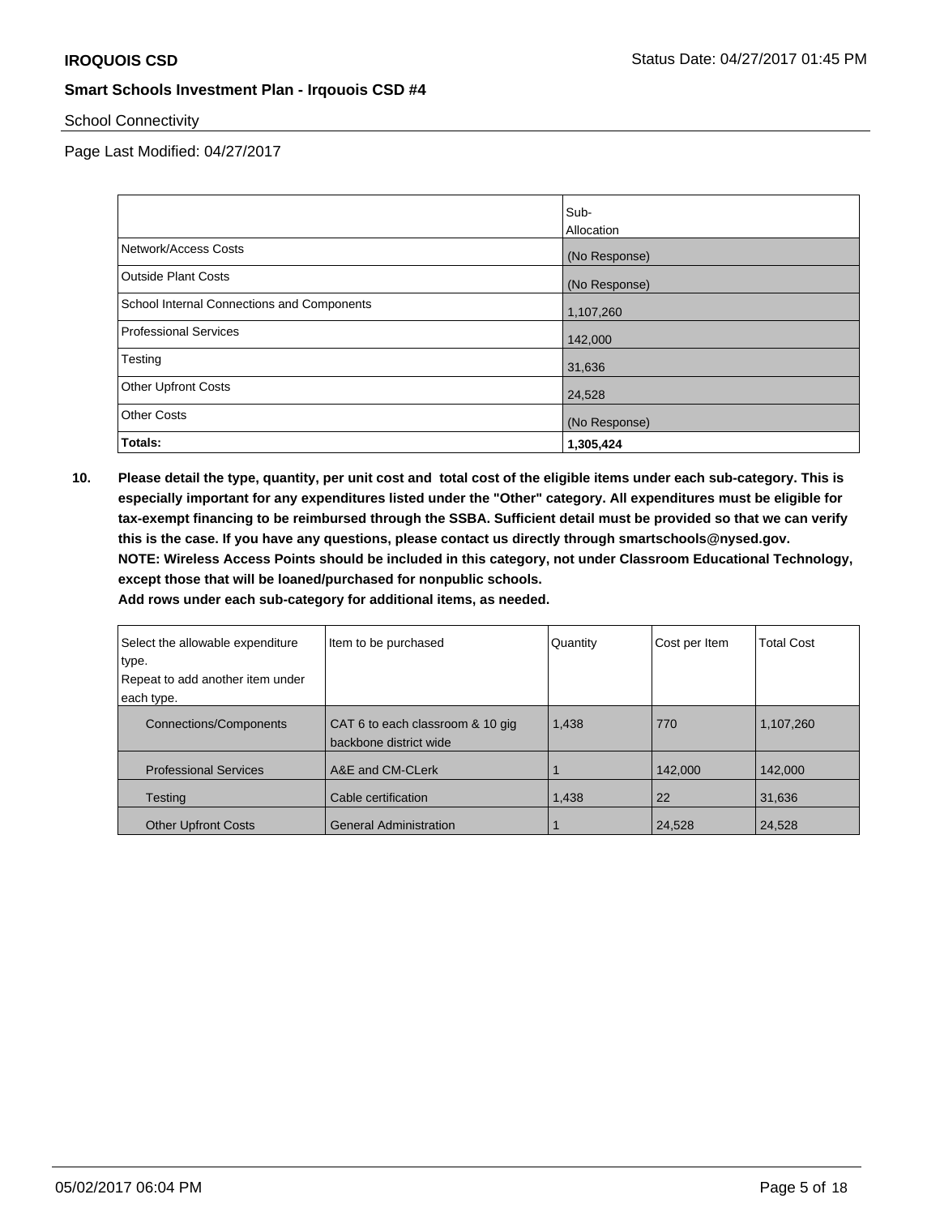School Connectivity

Page Last Modified: 04/27/2017

| | Sub-Allocation |
|---|---|
| Network/Access Costs | (No Response) |
| Outside Plant Costs | (No Response) |
| School Internal Connections and Components | 1,107,260 |
| Professional Services | 142,000 |
| Testing | 31,636 |
| Other Upfront Costs | 24,528 |
| Other Costs | (No Response) |
| **Totals:** | **1,305,424** |

**10. Please detail the type, quantity, per unit cost and total cost of the eligible items under each sub-category. This is especially important for any expenditures listed under the "Other" category. All expenditures must be eligible for tax-exempt financing to be reimbursed through the SSBA. Sufficient detail must be provided so that we can verify this is the case. If you have any questions, please contact us directly through smartschools@nysed.gov. NOTE: Wireless Access Points should be included in this category, not under Classroom Educational Technology, except those that will be loaned/purchased for nonpublic schools. Add rows under each sub-category for additional items, as needed.**

| Select the allowable expenditure type. Repeat to add another item under each type. | Item to be purchased | Quantity | Cost per Item | Total Cost |
|---|---|---|---|---|
| Connections/Components | CAT 6 to each classroom & 10 gig backbone district wide | 1,438 | 770 | 1,107,260 |
| Professional Services | A&E and CM-CLerk | 1 | 142,000 | 142,000 |
| Testing | Cable certification | 1,438 | 22 | 31,636 |
| Other Upfront Costs | General Administration | 1 | 24,528 | 24,528 |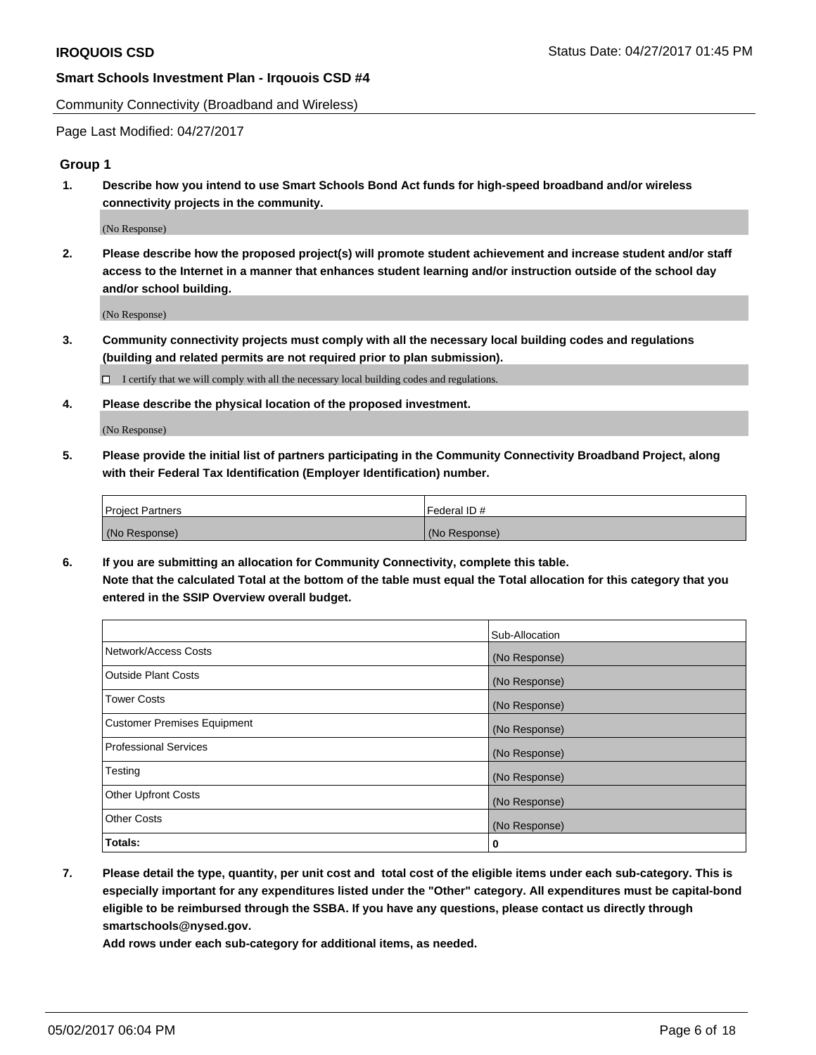Smart Schools Investment Plan - Irqouois CSD #4

Community Connectivity (Broadband and Wireless)

Page Last Modified: 04/27/2017

## Group 1

1. **Describe how you intend to use Smart Schools Bond Act funds for high-speed broadband and/or wireless connectivity projects in the community.**

   (No Response)

2. **Please describe how the proposed project(s) will promote student achievement and increase student and/or staff access to the Internet in a manner that enhances student learning and/or instruction outside of the school day and/or school building.**

   (No Response)

3. **Community connectivity projects must comply with all the necessary local building codes and regulations (building and related permits are not required prior to plan submission).**

   ☐ I certify that we will comply with all the necessary local building codes and regulations.

4. **Please describe the physical location of the proposed investment.**

   (No Response)

5. **Please provide the initial list of partners participating in the Community Connectivity Broadband Project, along with their Federal Tax Identification (Employer Identification) number.**

| Project Partners | Federal ID # |
|---|---|
| (No Response) | (No Response) |

6. **If you are submitting an allocation for Community Connectivity, complete this table.**
   **Note that the calculated Total at the bottom of the table must equal the Total allocation for this category that you entered in the SSIP Overview overall budget.**

| | Sub-Allocation |
|---|---|
| Network/Access Costs | (No Response) |
| Outside Plant Costs | (No Response) |
| Tower Costs | (No Response) |
| Customer Premises Equipment | (No Response) |
| Professional Services | (No Response) |
| Testing | (No Response) |
| Other Upfront Costs | (No Response) |
| Other Costs | (No Response) |
| **Totals:** | **0** |

7. **Please detail the type, quantity, per unit cost and total cost of the eligible items under each sub-category. This is especially important for any expenditures listed under the "Other" category. All expenditures must be capital-bond eligible to be reimbursed through the SSBA. If you have any questions, please contact us directly through smartschools@nysed.gov.**
   **Add rows under each sub-category for additional items, as needed.**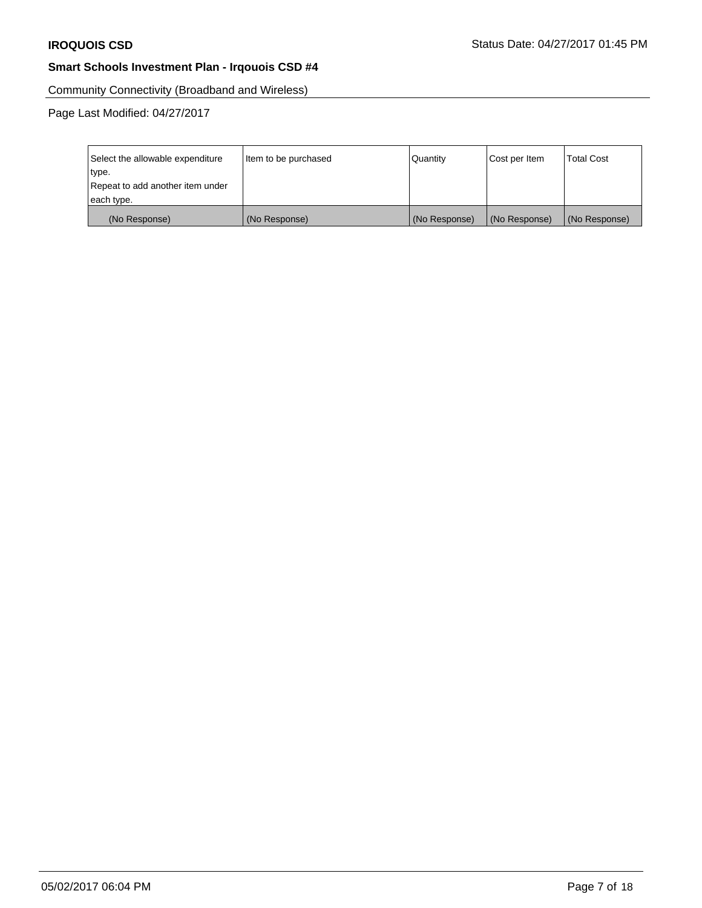Community Connectivity (Broadband and Wireless)

Page Last Modified: 04/27/2017

| Select the allowable expenditure type. Repeat to add another item under each type. | Item to be purchased | Quantity | Cost per Item | Total Cost |
| --- | --- | --- | --- | --- |
| (No Response) | (No Response) | (No Response) | (No Response) | (No Response) |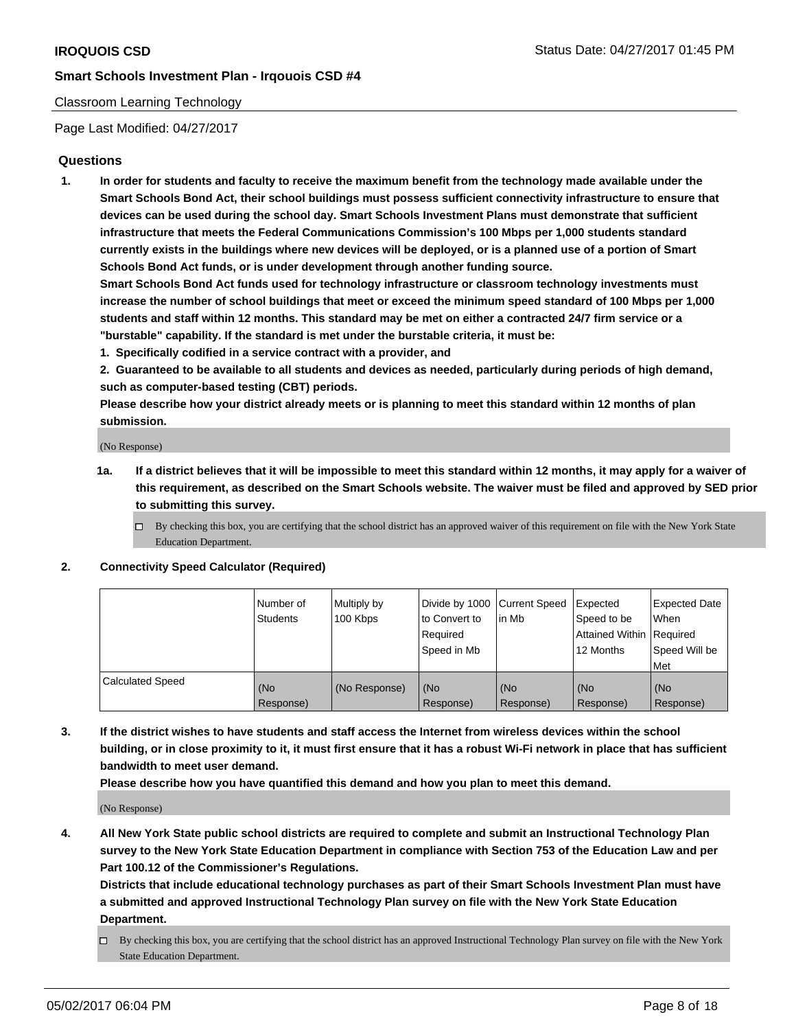Classroom Learning Technology

Page Last Modified: 04/27/2017

## Questions

**1. In order for students and faculty to receive the maximum benefit from the technology made available under the Smart Schools Bond Act, their school buildings must possess sufficient connectivity infrastructure to ensure that devices can be used during the school day. Smart Schools Investment Plans must demonstrate that sufficient infrastructure that meets the Federal Communications Commission's 100 Mbps per 1,000 students standard currently exists in the buildings where new devices will be deployed, or is a planned use of a portion of Smart Schools Bond Act funds, or is under development through another funding source.**

**Smart Schools Bond Act funds used for technology infrastructure or classroom technology investments must increase the number of school buildings that meet or exceed the minimum speed standard of 100 Mbps per 1,000 students and staff within 12 months. This standard may be met on either a contracted 24/7 firm service or a "burstable" capability. If the standard is met under the burstable criteria, it must be:**

**1. Specifically codified in a service contract with a provider, and**

**2. Guaranteed to be available to all students and devices as needed, particularly during periods of high demand, such as computer-based testing (CBT) periods.**

**Please describe how your district already meets or is planning to meet this standard within 12 months of plan submission.**

(No Response)

**1a. If a district believes that it will be impossible to meet this standard within 12 months, it may apply for a waiver of this requirement, as described on the Smart Schools website. The waiver must be filed and approved by SED prior to submitting this survey.**

☐ By checking this box, you are certifying that the school district has an approved waiver of this requirement on file with the New York State Education Department.

**2. Connectivity Speed Calculator (Required)**

| | Number of Students | Multiply by 100 Kbps | Divide by 1000 to Convert to Required Speed in Mb | Current Speed in Mb | Expected Speed to be Attained Within 12 Months | Expected Date When Required Speed Will be Met |
|---|---|---|---|---|---|---|
| Calculated Speed | (No Response) | (No Response) | (No Response) | (No Response) | (No Response) | (No Response) |

**3. If the district wishes to have students and staff access the Internet from wireless devices within the school building, or in close proximity to it, it must first ensure that it has a robust Wi-Fi network in place that has sufficient bandwidth to meet user demand.**

**Please describe how you have quantified this demand and how you plan to meet this demand.**

(No Response)

**4. All New York State public school districts are required to complete and submit an Instructional Technology Plan survey to the New York State Education Department in compliance with Section 753 of the Education Law and per Part 100.12 of the Commissioner's Regulations.**

**Districts that include educational technology purchases as part of their Smart Schools Investment Plan must have a submitted and approved Instructional Technology Plan survey on file with the New York State Education Department.**

☐ By checking this box, you are certifying that the school district has an approved Instructional Technology Plan survey on file with the New York State Education Department.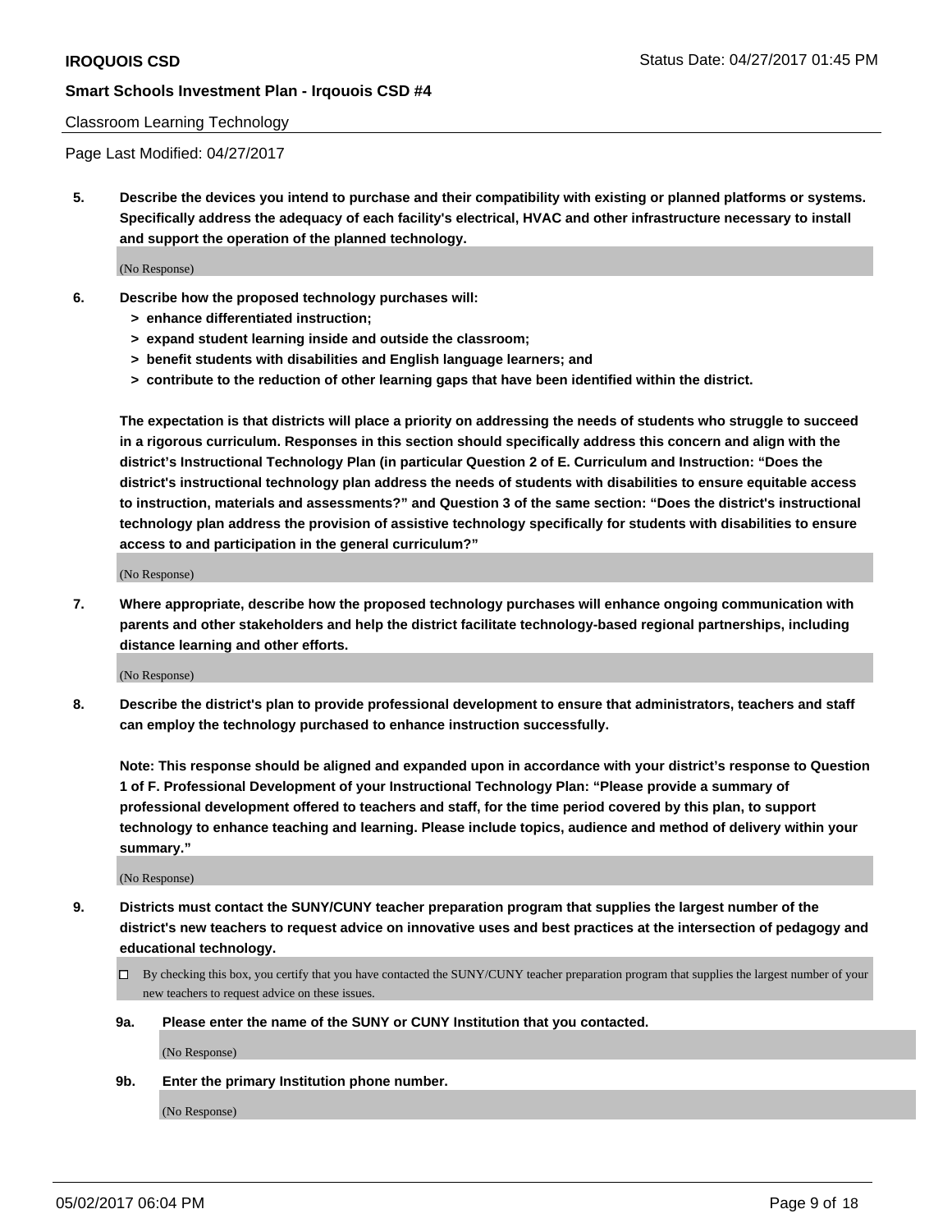Classroom Learning Technology

Page Last Modified: 04/27/2017

**5. Describe the devices you intend to purchase and their compatibility with existing or planned platforms or systems. Specifically address the adequacy of each facility's electrical, HVAC and other infrastructure necessary to install and support the operation of the planned technology.**

(No Response)

**6. Describe how the proposed technology purchases will:**
- **> enhance differentiated instruction;**
- **> expand student learning inside and outside the classroom;**
- **> benefit students with disabilities and English language learners; and**
- **> contribute to the reduction of other learning gaps that have been identified within the district.**

**The expectation is that districts will place a priority on addressing the needs of students who struggle to succeed in a rigorous curriculum. Responses in this section should specifically address this concern and align with the district's Instructional Technology Plan (in particular Question 2 of E. Curriculum and Instruction: "Does the district's instructional technology plan address the needs of students with disabilities to ensure equitable access to instruction, materials and assessments?" and Question 3 of the same section: "Does the district's instructional technology plan address the provision of assistive technology specifically for students with disabilities to ensure access to and participation in the general curriculum?"**

(No Response)

**7. Where appropriate, describe how the proposed technology purchases will enhance ongoing communication with parents and other stakeholders and help the district facilitate technology-based regional partnerships, including distance learning and other efforts.**

(No Response)

**8. Describe the district's plan to provide professional development to ensure that administrators, teachers and staff can employ the technology purchased to enhance instruction successfully.**

**Note: This response should be aligned and expanded upon in accordance with your district's response to Question 1 of F. Professional Development of your Instructional Technology Plan: "Please provide a summary of professional development offered to teachers and staff, for the time period covered by this plan, to support technology to enhance teaching and learning. Please include topics, audience and method of delivery within your summary."**

(No Response)

**9. Districts must contact the SUNY/CUNY teacher preparation program that supplies the largest number of the district's new teachers to request advice on innovative uses and best practices at the intersection of pedagogy and educational technology.**

☐ By checking this box, you certify that you have contacted the SUNY/CUNY teacher preparation program that supplies the largest number of your new teachers to request advice on these issues.

**9a. Please enter the name of the SUNY or CUNY Institution that you contacted.**

(No Response)

**9b. Enter the primary Institution phone number.**

(No Response)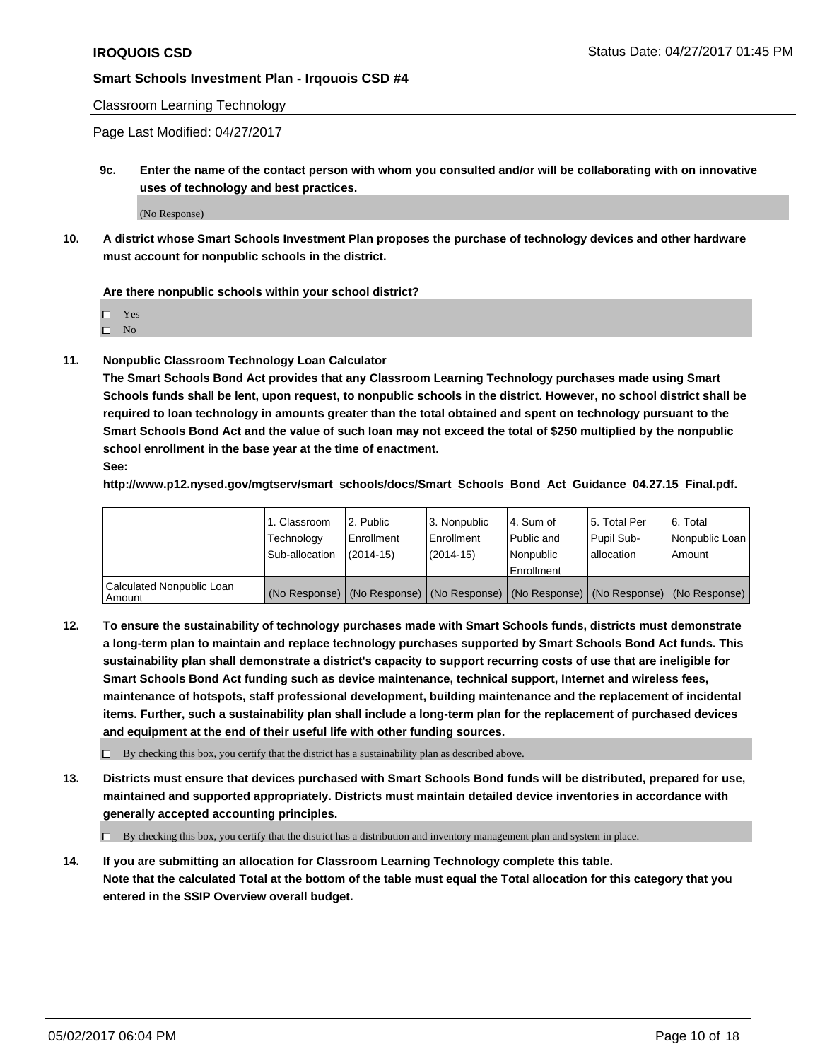**IROQUOIS CSD** Status Date: 04/27/2017 01:45 PM

**Smart Schools Investment Plan - Irqouois CSD #4**

Classroom Learning Technology

Page Last Modified: 04/27/2017

**9c. Enter the name of the contact person with whom you consulted and/or will be collaborating with on innovative uses of technology and best practices.**

(No Response)

**10. A district whose Smart Schools Investment Plan proposes the purchase of technology devices and other hardware must account for nonpublic schools in the district.**

**Are there nonpublic schools within your school district?**

☐ Yes
☐ No

**11. Nonpublic Classroom Technology Loan Calculator**
**The Smart Schools Bond Act provides that any Classroom Learning Technology purchases made using Smart Schools funds shall be lent, upon request, to nonpublic schools in the district. However, no school district shall be required to loan technology in amounts greater than the total obtained and spent on technology pursuant to the Smart Schools Bond Act and the value of such loan may not exceed the total of $250 multiplied by the nonpublic school enrollment in the base year at the time of enactment.**
**See:**
**http://www.p12.nysed.gov/mgtserv/smart_schools/docs/Smart_Schools_Bond_Act_Guidance_04.27.15_Final.pdf.**

| | 1. Classroom Technology Sub-allocation | 2. Public Enrollment (2014-15) | 3. Nonpublic Enrollment (2014-15) | 4. Sum of Public and Nonpublic Enrollment | 5. Total Per Pupil Sub-allocation | 6. Total Nonpublic Loan Amount |
|---|---|---|---|---|---|---|
| Calculated Nonpublic Loan Amount | (No Response) | (No Response) | (No Response) | (No Response) | (No Response) | (No Response) |

**12. To ensure the sustainability of technology purchases made with Smart Schools funds, districts must demonstrate a long-term plan to maintain and replace technology purchases supported by Smart Schools Bond Act funds. This sustainability plan shall demonstrate a district's capacity to support recurring costs of use that are ineligible for Smart Schools Bond Act funding such as device maintenance, technical support, Internet and wireless fees, maintenance of hotspots, staff professional development, building maintenance and the replacement of incidental items. Further, such a sustainability plan shall include a long-term plan for the replacement of purchased devices and equipment at the end of their useful life with other funding sources.**

☐ By checking this box, you certify that the district has a sustainability plan as described above.

**13. Districts must ensure that devices purchased with Smart Schools Bond funds will be distributed, prepared for use, maintained and supported appropriately. Districts must maintain detailed device inventories in accordance with generally accepted accounting principles.**

☐ By checking this box, you certify that the district has a distribution and inventory management plan and system in place.

**14. If you are submitting an allocation for Classroom Learning Technology complete this table.**
**Note that the calculated Total at the bottom of the table must equal the Total allocation for this category that you entered in the SSIP Overview overall budget.**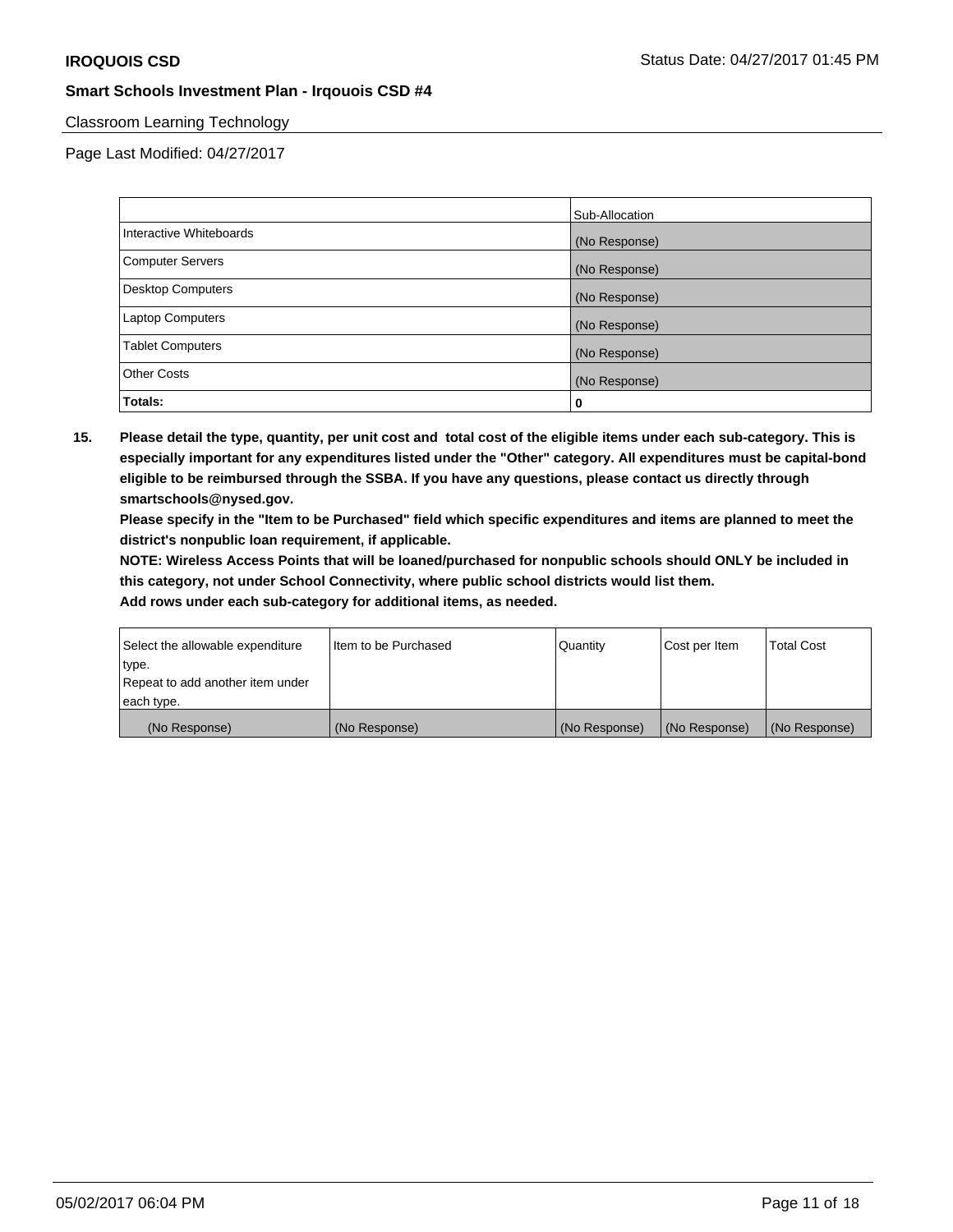Classroom Learning Technology

Page Last Modified: 04/27/2017

| | Sub-Allocation |
|---|---|
| Interactive Whiteboards | (No Response) |
| Computer Servers | (No Response) |
| Desktop Computers | (No Response) |
| Laptop Computers | (No Response) |
| Tablet Computers | (No Response) |
| Other Costs | (No Response) |
| **Totals:** | 0 |

**15. Please detail the type, quantity, per unit cost and total cost of the eligible items under each sub-category. This is especially important for any expenditures listed under the "Other" category. All expenditures must be capital-bond eligible to be reimbursed through the SSBA. If you have any questions, please contact us directly through smartschools@nysed.gov.**

**Please specify in the "Item to be Purchased" field which specific expenditures and items are planned to meet the district's nonpublic loan requirement, if applicable.**

**NOTE: Wireless Access Points that will be loaned/purchased for nonpublic schools should ONLY be included in this category, not under School Connectivity, where public school districts would list them.**

**Add rows under each sub-category for additional items, as needed.**

| Select the allowable expenditure type. Repeat to add another item under each type. | Item to be Purchased | Quantity | Cost per Item | Total Cost |
|---|---|---|---|---|
| (No Response) | (No Response) | (No Response) | (No Response) | (No Response) |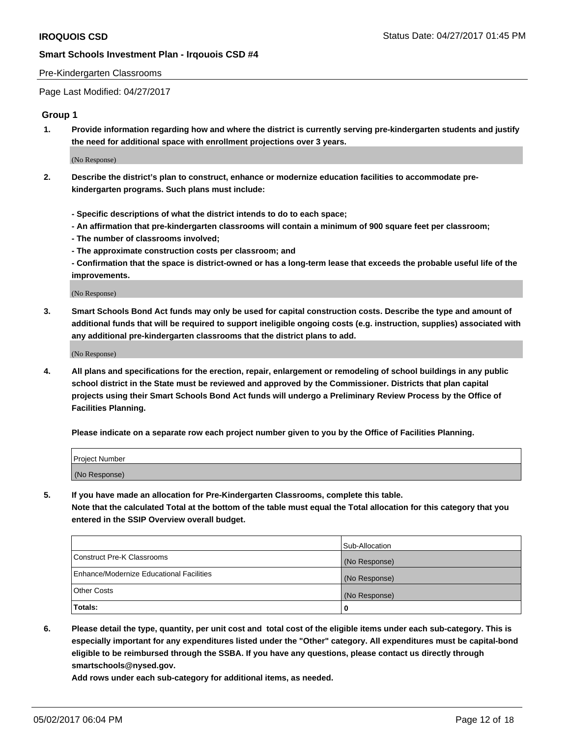Pre-Kindergarten Classrooms

Page Last Modified: 04/27/2017

## Group 1

**1. Provide information regarding how and where the district is currently serving pre-kindergarten students and justify the need for additional space with enrollment projections over 3 years.**

(No Response)

**2. Describe the district's plan to construct, enhance or modernize education facilities to accommodate pre-kindergarten programs. Such plans must include:**

**- Specific descriptions of what the district intends to do to each space;**
**- An affirmation that pre-kindergarten classrooms will contain a minimum of 900 square feet per classroom;**
**- The number of classrooms involved;**
**- The approximate construction costs per classroom; and**
**- Confirmation that the space is district-owned or has a long-term lease that exceeds the probable useful life of the improvements.**

(No Response)

**3. Smart Schools Bond Act funds may only be used for capital construction costs. Describe the type and amount of additional funds that will be required to support ineligible ongoing costs (e.g. instruction, supplies) associated with any additional pre-kindergarten classrooms that the district plans to add.**

(No Response)

**4. All plans and specifications for the erection, repair, enlargement or remodeling of school buildings in any public school district in the State must be reviewed and approved by the Commissioner. Districts that plan capital projects using their Smart Schools Bond Act funds will undergo a Preliminary Review Process by the Office of Facilities Planning.**

**Please indicate on a separate row each project number given to you by the Office of Facilities Planning.**

| Project Number |
|---|
| (No Response) |

**5. If you have made an allocation for Pre-Kindergarten Classrooms, complete this table. Note that the calculated Total at the bottom of the table must equal the Total allocation for this category that you entered in the SSIP Overview overall budget.**

| | Sub-Allocation |
|---|---|
| Construct Pre-K Classrooms | (No Response) |
| Enhance/Modernize Educational Facilities | (No Response) |
| Other Costs | (No Response) |
| **Totals:** | **0** |

**6. Please detail the type, quantity, per unit cost and total cost of the eligible items under each sub-category. This is especially important for any expenditures listed under the "Other" category. All expenditures must be capital-bond eligible to be reimbursed through the SSBA. If you have any questions, please contact us directly through smartschools@nysed.gov.**

**Add rows under each sub-category for additional items, as needed.**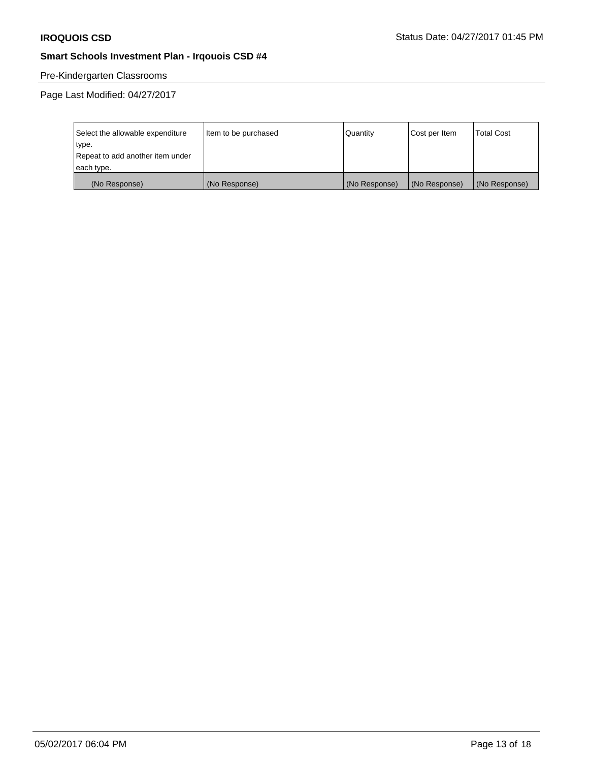Pre-Kindergarten Classrooms

Page Last Modified: 04/27/2017

| Select the allowable expenditure type. Repeat to add another item under each type. | Item to be purchased | Quantity | Cost per Item | Total Cost |
|---|---|---|---|---|
| (No Response) | (No Response) | (No Response) | (No Response) | (No Response) |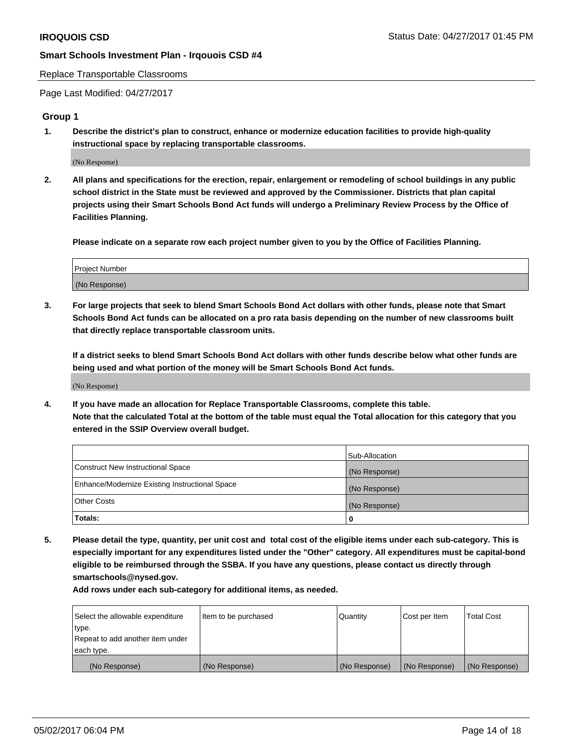**Smart Schools Investment Plan - Irqouois CSD #4**

Replace Transportable Classrooms

Page Last Modified: 04/27/2017

## Group 1

**1. Describe the district's plan to construct, enhance or modernize education facilities to provide high-quality instructional space by replacing transportable classrooms.**

(No Response)

**2. All plans and specifications for the erection, repair, enlargement or remodeling of school buildings in any public school district in the State must be reviewed and approved by the Commissioner. Districts that plan capital projects using their Smart Schools Bond Act funds will undergo a Preliminary Review Process by the Office of Facilities Planning.**

**Please indicate on a separate row each project number given to you by the Office of Facilities Planning.**

| Project Number |
| --- |
| (No Response) |

**3. For large projects that seek to blend Smart Schools Bond Act dollars with other funds, please note that Smart Schools Bond Act funds can be allocated on a pro rata basis depending on the number of new classrooms built that directly replace transportable classroom units.**

**If a district seeks to blend Smart Schools Bond Act dollars with other funds describe below what other funds are being used and what portion of the money will be Smart Schools Bond Act funds.**

(No Response)

**4. If you have made an allocation for Replace Transportable Classrooms, complete this table. Note that the calculated Total at the bottom of the table must equal the Total allocation for this category that you entered in the SSIP Overview overall budget.**

| | Sub-Allocation |
| --- | --- |
| Construct New Instructional Space | (No Response) |
| Enhance/Modernize Existing Instructional Space | (No Response) |
| Other Costs | (No Response) |
| **Totals:** | **0** |

**5. Please detail the type, quantity, per unit cost and total cost of the eligible items under each sub-category. This is especially important for any expenditures listed under the "Other" category. All expenditures must be capital-bond eligible to be reimbursed through the SSBA. If you have any questions, please contact us directly through smartschools@nysed.gov.**

**Add rows under each sub-category for additional items, as needed.**

| Select the allowable expenditure type. Repeat to add another item under each type. | Item to be purchased | Quantity | Cost per Item | Total Cost |
| --- | --- | --- | --- | --- |
| (No Response) | (No Response) | (No Response) | (No Response) | (No Response) |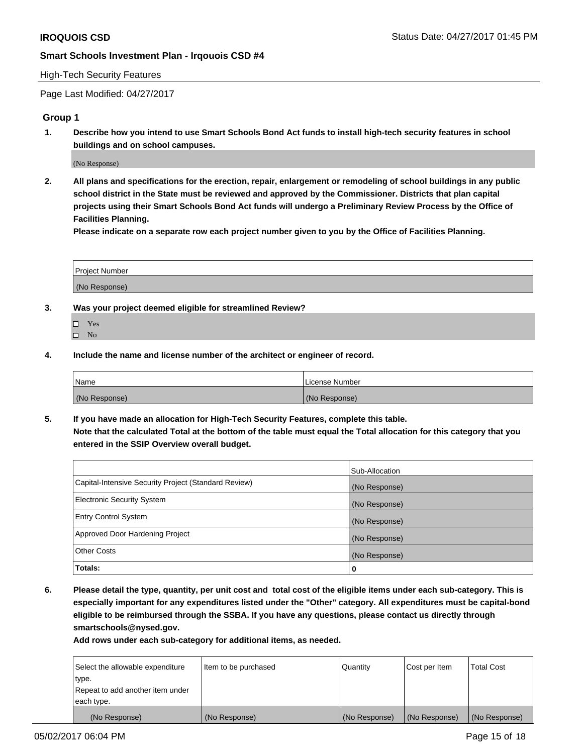High-Tech Security Features

Page Last Modified: 04/27/2017

## Group 1

**1. Describe how you intend to use Smart Schools Bond Act funds to install high-tech security features in school buildings and on school campuses.**

(No Response)

**2. All plans and specifications for the erection, repair, enlargement or remodeling of school buildings in any public school district in the State must be reviewed and approved by the Commissioner. Districts that plan capital projects using their Smart Schools Bond Act funds will undergo a Preliminary Review Process by the Office of Facilities Planning.**

**Please indicate on a separate row each project number given to you by the Office of Facilities Planning.**

| Project Number |
|---|
| (No Response) |

**3. Was your project deemed eligible for streamlined Review?**

- ☐ Yes
- ☐ No

**4. Include the name and license number of the architect or engineer of record.**

| Name | License Number |
|---|---|
| (No Response) | (No Response) |

**5. If you have made an allocation for High-Tech Security Features, complete this table.**
**Note that the calculated Total at the bottom of the table must equal the Total allocation for this category that you entered in the SSIP Overview overall budget.**

| | Sub-Allocation |
|---|---|
| Capital-Intensive Security Project (Standard Review) | (No Response) |
| Electronic Security System | (No Response) |
| Entry Control System | (No Response) |
| Approved Door Hardening Project | (No Response) |
| Other Costs | (No Response) |
| **Totals:** | **0** |

**6. Please detail the type, quantity, per unit cost and total cost of the eligible items under each sub-category. This is especially important for any expenditures listed under the "Other" category. All expenditures must be capital-bond eligible to be reimbursed through the SSBA. If you have any questions, please contact us directly through smartschools@nysed.gov.**

**Add rows under each sub-category for additional items, as needed.**

| Select the allowable expenditure type. Repeat to add another item under each type. | Item to be purchased | Quantity | Cost per Item | Total Cost |
|---|---|---|---|---|
| (No Response) | (No Response) | (No Response) | (No Response) | (No Response) |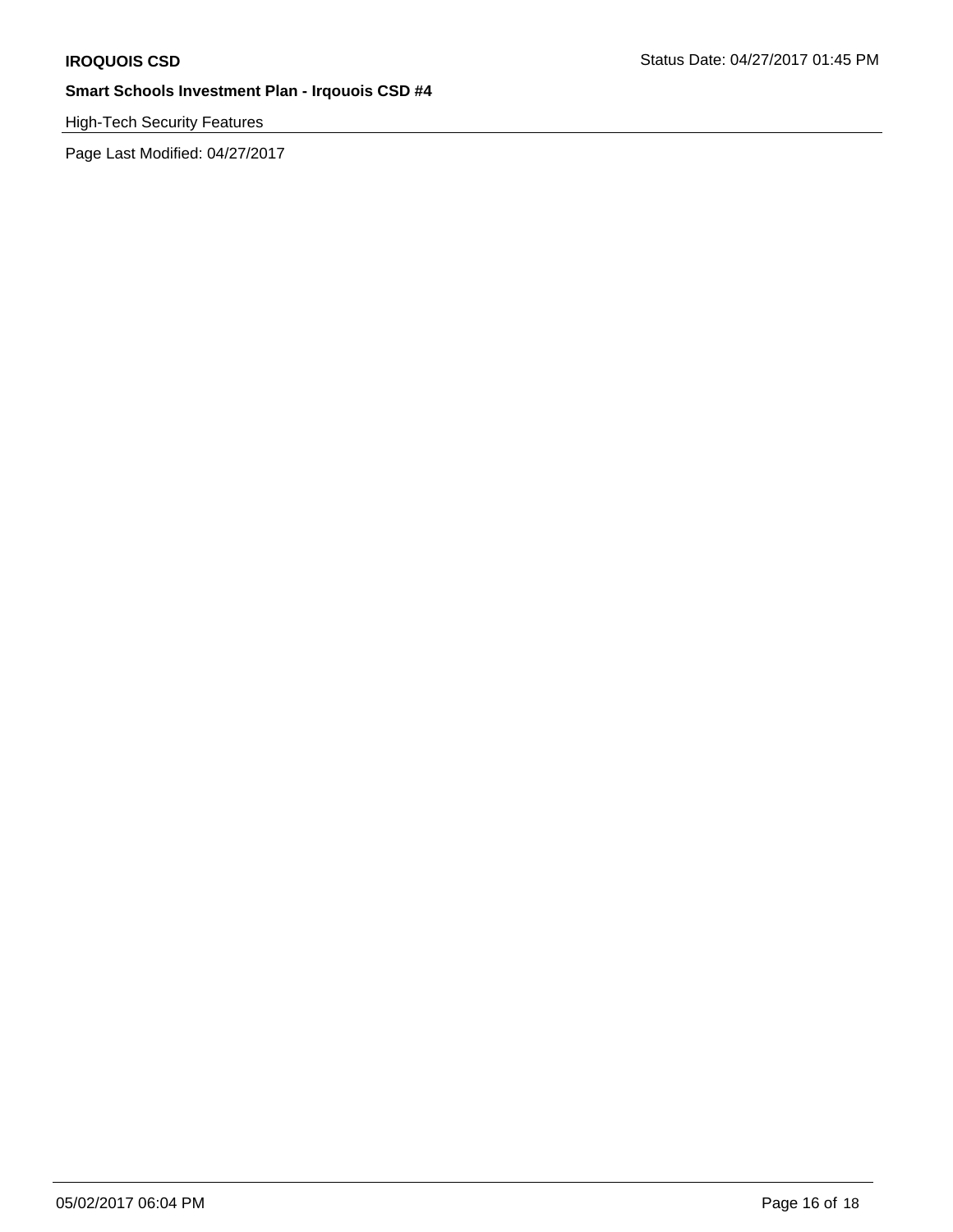**IROQUOIS CSD** Status Date: 04/27/2017 01:45 PM

**Smart Schools Investment Plan - Irqouois CSD #4**

High-Tech Security Features

Page Last Modified: 04/27/2017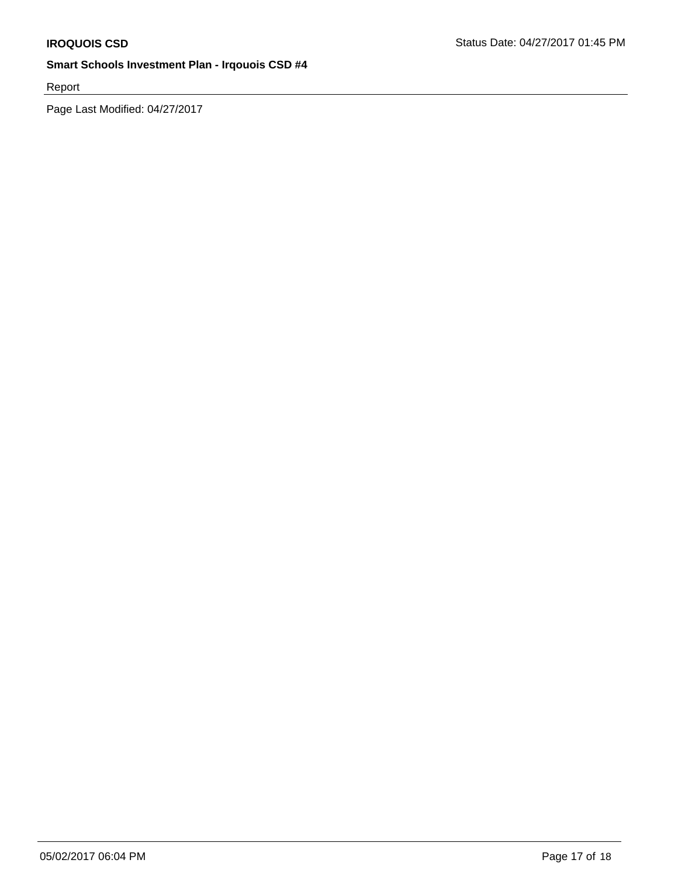Report

Page Last Modified: 04/27/2017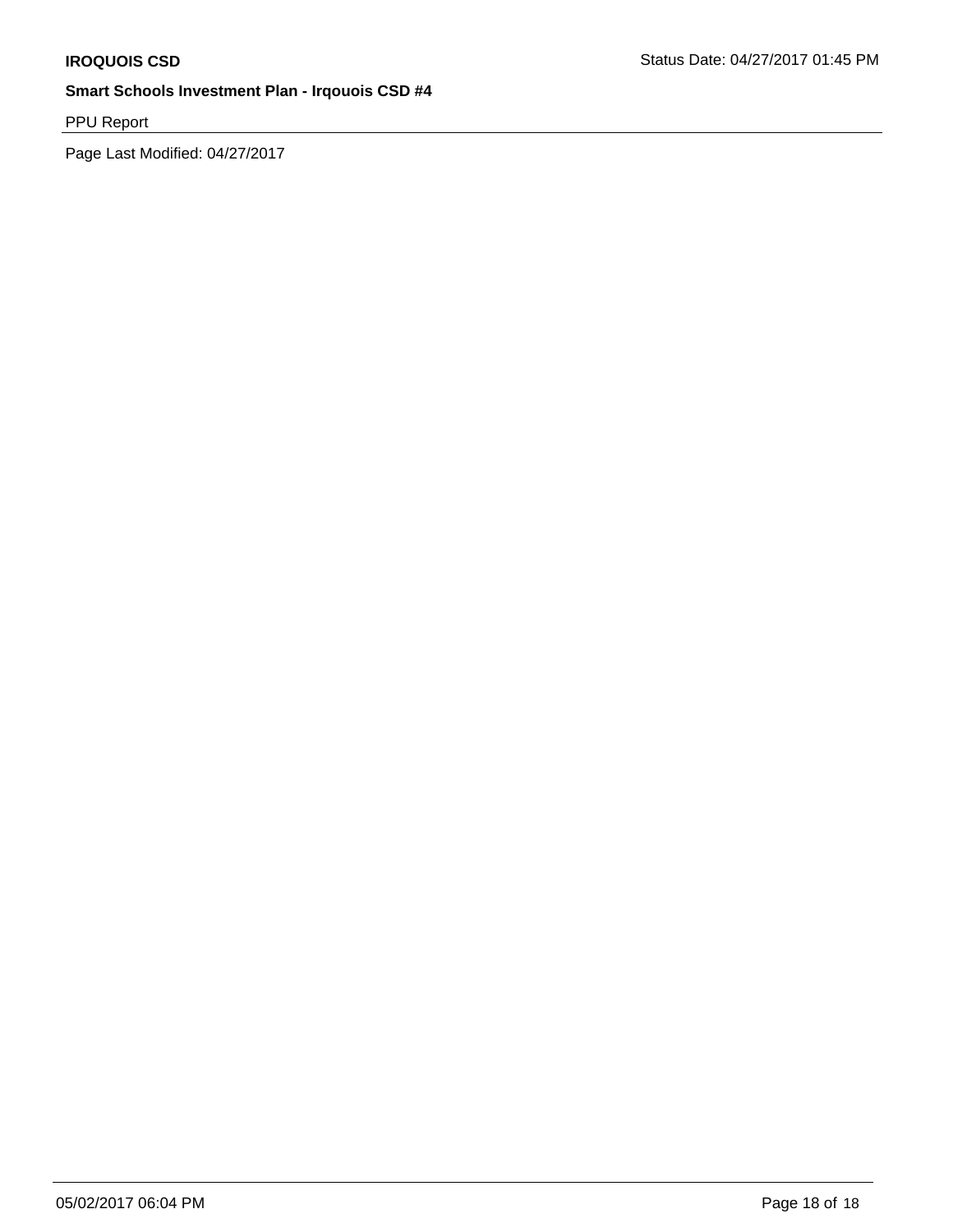PPU Report

Page Last Modified: 04/27/2017